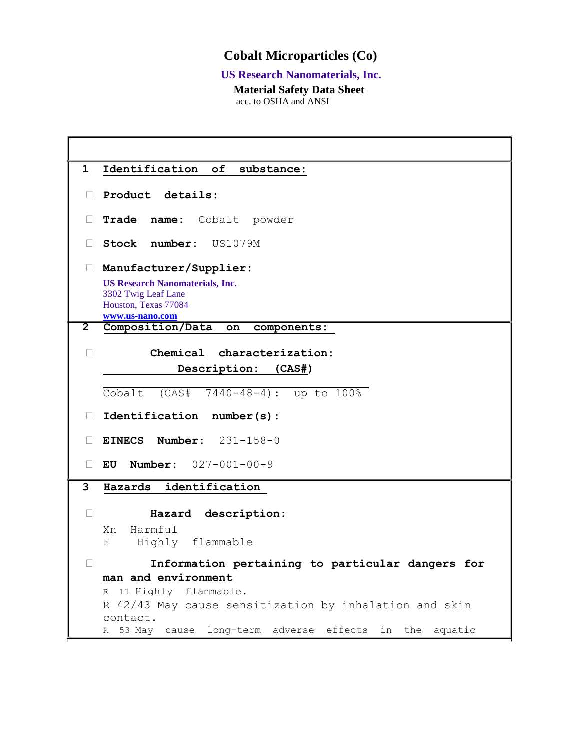# Cobalt Microparticles (Co)

**US Research Nanomaterials, Inc.**

**Material Safety Data Sheet**

acc. to OSHA and ANSI

## 1 Identification of substance:

- **Product details:**
- **Trade name:** Cobalt powder
- **Stock number:** US1079M
- **Manufacturer/Supplier:**

**US Research Nanomaterials, Inc.**
3302 Twig Leaf Lane
Houston, Texas 77084
www.us-nano.com

## 2 Composition/Data on components:

- **Chemical characterization:**

**Description: (CAS#)**

Cobalt (CAS# 7440-48-4): up to 100%

- **Identification number(s):**
- **EINECS Number:** 231-158-0
- **EU Number:** 027-001-00-9

## 3 Hazards identification

- **Hazard description:**

Xn Harmful
F Highly flammable

- **Information pertaining to particular dangers for man and environment**

R 11 Highly flammable.
R 42/43 May cause sensitization by inhalation and skin contact.
R 53 May cause long-term adverse effects in the aquatic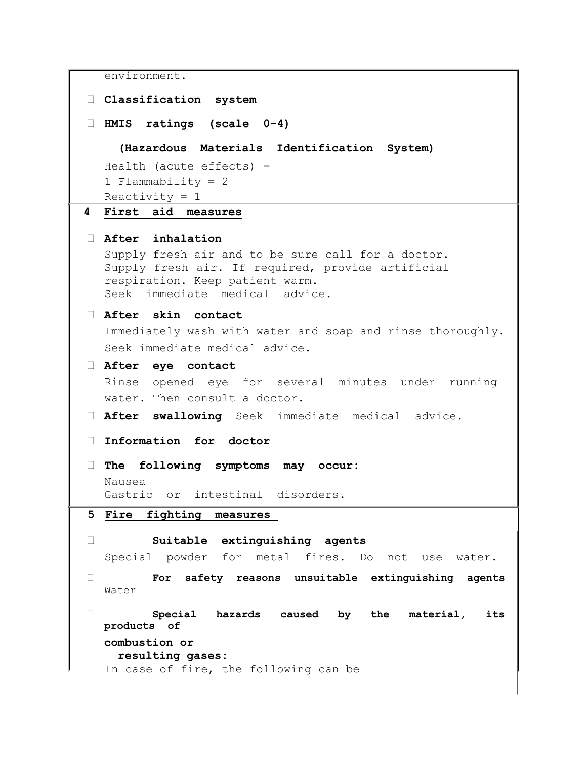environment.

- **Classification system**
- **HMIS ratings (scale 0-4)**

  **(Hazardous Materials Identification System)**

  Health (acute effects) =
  1 Flammability = 2
  Reactivity = 1

## 4 First aid measures

- **After inhalation**

  Supply fresh air and to be sure call for a doctor.
  Supply fresh air. If required, provide artificial respiration. Keep patient warm.
  Seek immediate medical advice.

- **After skin contact**

  Immediately wash with water and soap and rinse thoroughly.
  Seek immediate medical advice.

- **After eye contact**

  Rinse opened eye for several minutes under running water. Then consult a doctor.

- **After swallowing** Seek immediate medical advice.
- **Information for doctor**
- **The following symptoms may occur:**

  Nausea
  Gastric or intestinal disorders.

## 5 Fire fighting measures

- **Suitable extinguishing agents**

  Special powder for metal fires. Do not use water.

- **For safety reasons unsuitable extinguishing agents**

  Water

- **Special hazards caused by the material, its products of combustion or resulting gases:**

  In case of fire, the following can be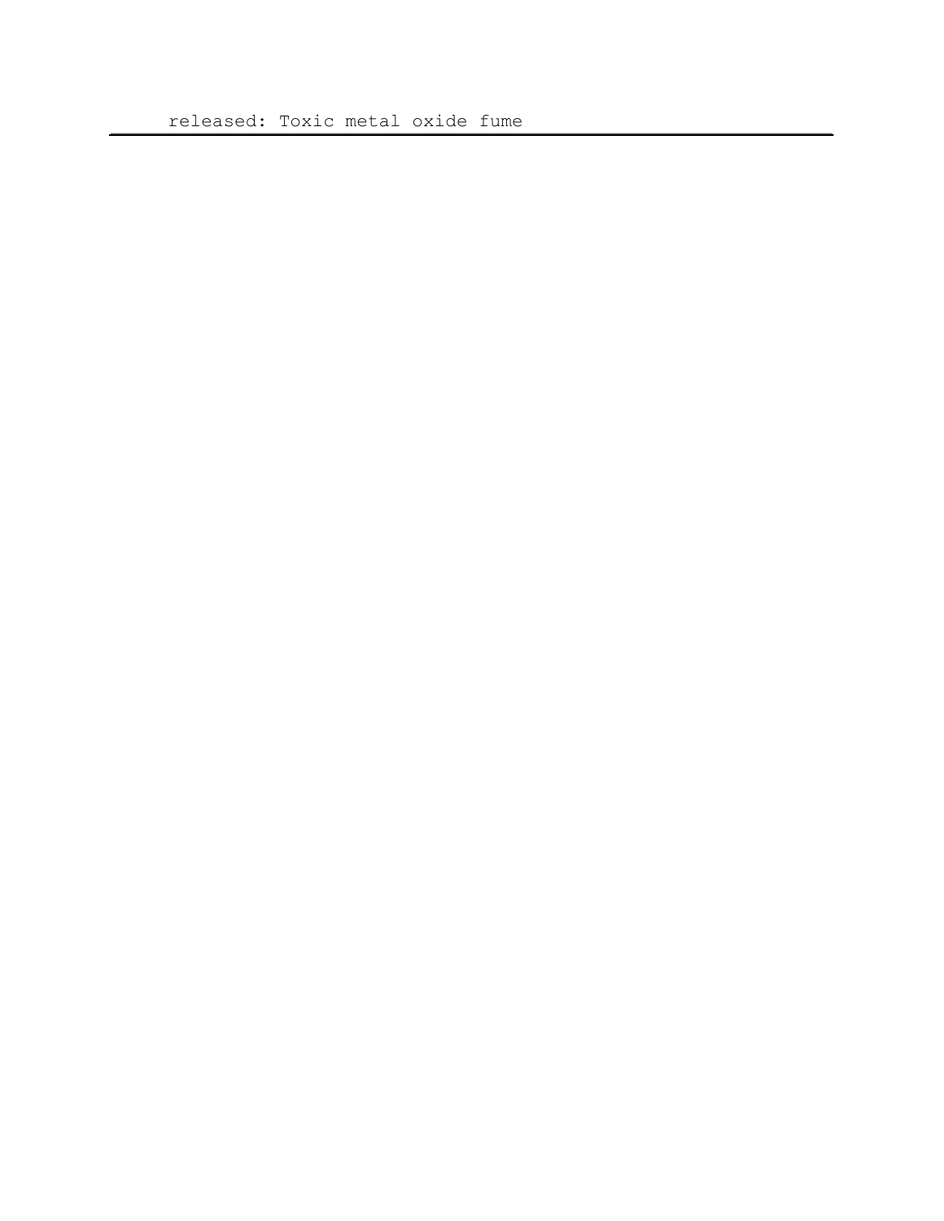released: Toxic metal oxide fume

---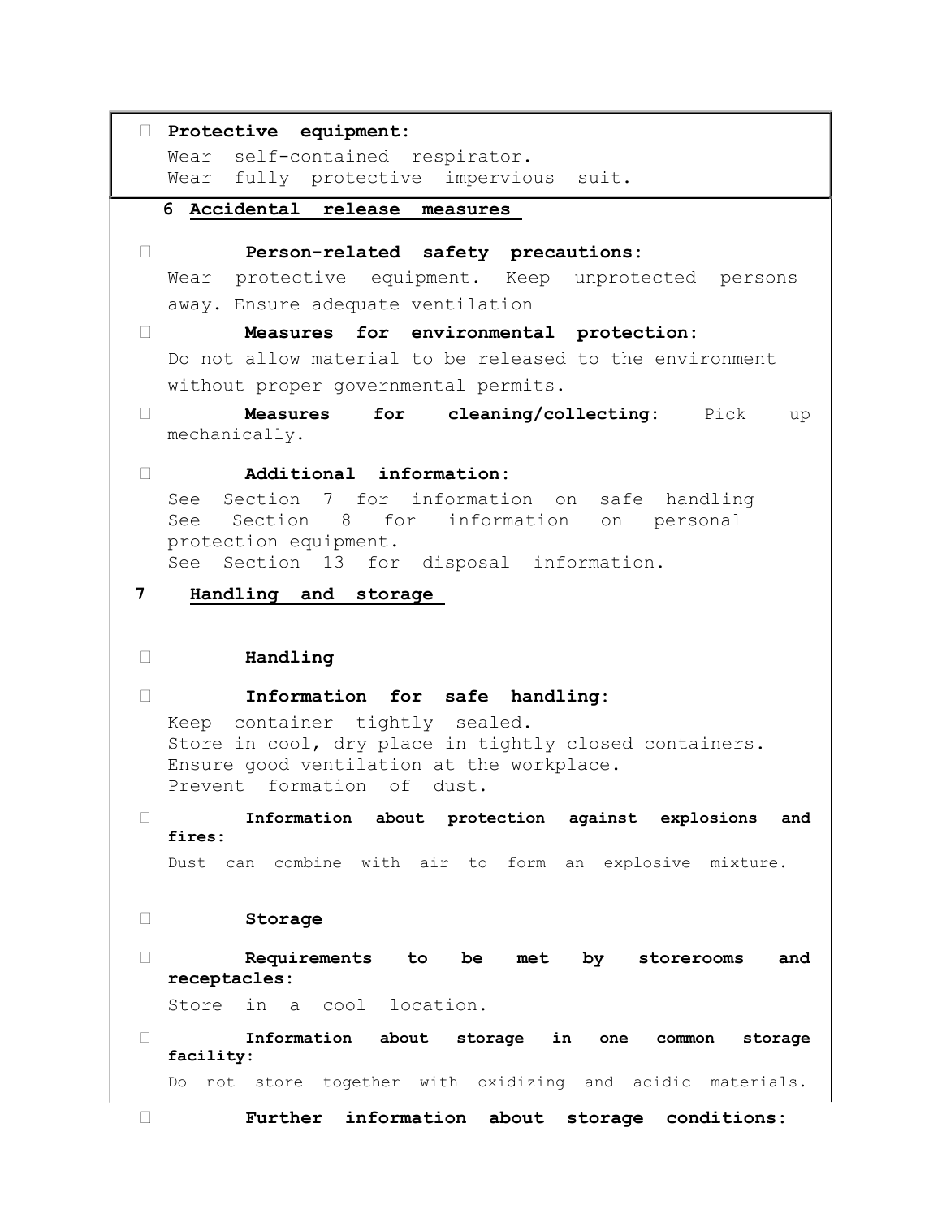- **Protective equipment:**
  Wear self-contained respirator.
  Wear fully protective impervious suit.

## 6 Accidental release measures

- **Person-related safety precautions:**
  Wear protective equipment. Keep unprotected persons away. Ensure adequate ventilation
- **Measures for environmental protection:**
  Do not allow material to be released to the environment without proper governmental permits.
- **Measures for cleaning/collecting:** Pick up mechanically.
- **Additional information:**
  See Section 7 for information on safe handling
  See Section 8 for information on personal protection equipment.
  See Section 13 for disposal information.

## 7 Handling and storage

- **Handling**
- **Information for safe handling:**
  Keep container tightly sealed.
  Store in cool, dry place in tightly closed containers.
  Ensure good ventilation at the workplace.
  Prevent formation of dust.
- **Information about protection against explosions and fires:**
  Dust can combine with air to form an explosive mixture.
- **Storage**
- **Requirements to be met by storerooms and receptacles:**
  Store in a cool location.
- **Information about storage in one common storage facility:**
  Do not store together with oxidizing and acidic materials.
- **Further information about storage conditions:**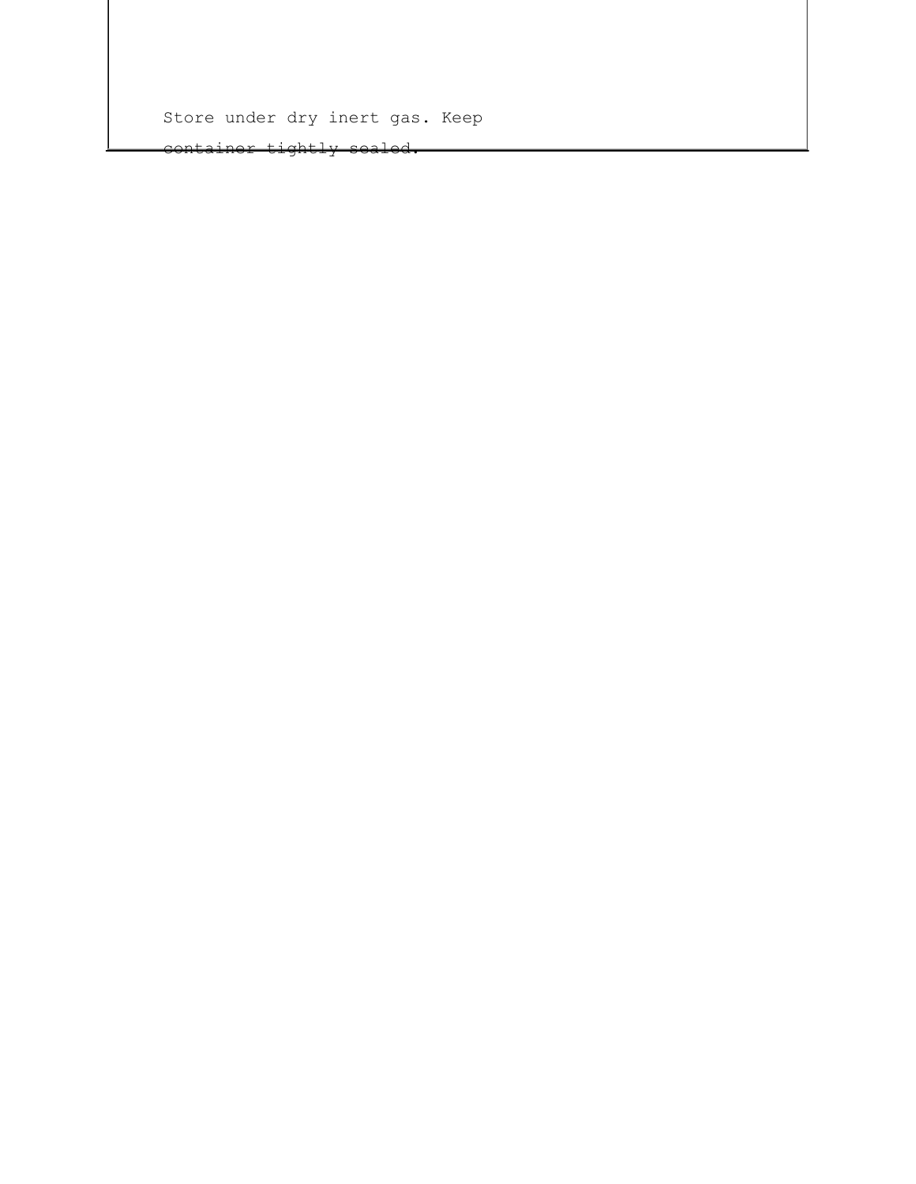Store under dry inert gas. Keep container tightly sealed.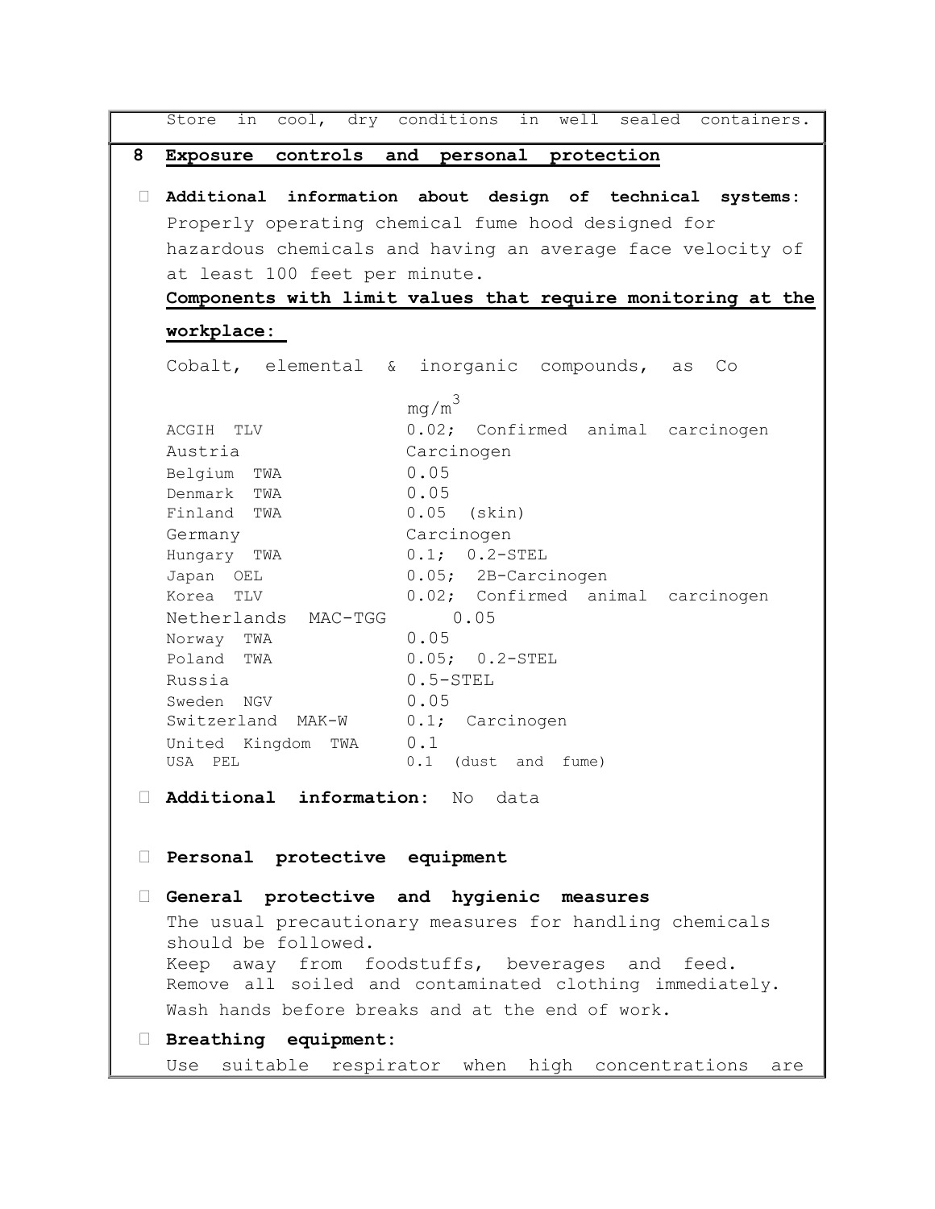Store in cool, dry conditions in well sealed containers.

## 8 Exposure controls and personal protection

- **Additional information about design of technical systems:**
  Properly operating chemical fume hood designed for hazardous chemicals and having an average face velocity of at least 100 feet per minute.

  **Components with limit values that require monitoring at the workplace:**

  Cobalt, elemental & inorganic compounds, as Co

| | $mg/m^3$ |
|---|---|
| ACGIH TLV | 0.02; Confirmed animal carcinogen |
| Austria | Carcinogen |
| Belgium TWA | 0.05 |
| Denmark TWA | 0.05 |
| Finland TWA | 0.05 (skin) |
| Germany | Carcinogen |
| Hungary TWA | 0.1; 0.2-STEL |
| Japan OEL | 0.05; 2B-Carcinogen |
| Korea TLV | 0.02; Confirmed animal carcinogen |
| Netherlands MAC-TGG | 0.05 |
| Norway TWA | 0.05 |
| Poland TWA | 0.05; 0.2-STEL |
| Russia | 0.5-STEL |
| Sweden NGV | 0.05 |
| Switzerland MAK-W | 0.1; Carcinogen |
| United Kingdom TWA | 0.1 |
| USA PEL | 0.1 (dust and fume) |

- **Additional information:** No data

- **Personal protective equipment**

- **General protective and hygienic measures**
  The usual precautionary measures for handling chemicals should be followed.
  Keep away from foodstuffs, beverages and feed.
  Remove all soiled and contaminated clothing immediately.
  Wash hands before breaks and at the end of work.

- **Breathing equipment:**
  Use suitable respirator when high concentrations are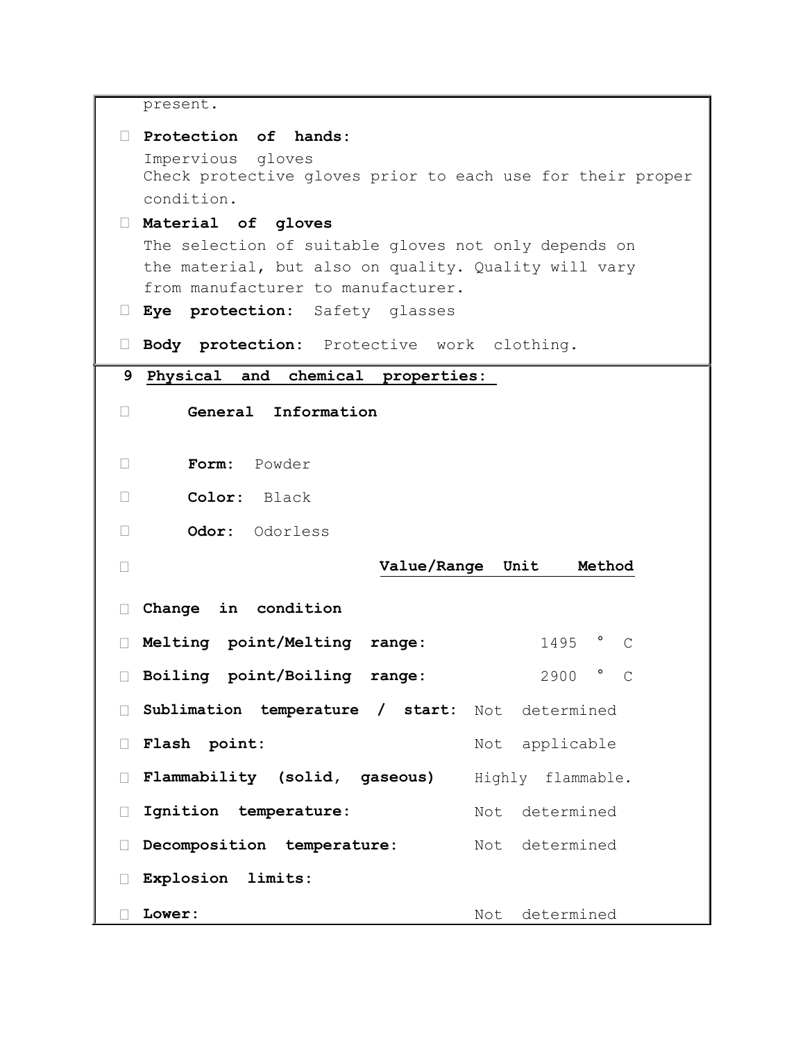present.

- **Protection of hands:**
  Impervious gloves
  Check protective gloves prior to each use for their proper condition.
- **Material of gloves**
  The selection of suitable gloves not only depends on the material, but also on quality. Quality will vary from manufacturer to manufacturer.
- **Eye protection:** Safety glasses
- **Body protection:** Protective work clothing.

## 9 Physical and chemical properties:

- **General Information**
- **Form:** Powder
- **Color:** Black
- **Odor:** Odorless

| | Value/Range | Unit | Method |
|---|---|---|---|
| **Change in condition** | | | |
| **Melting point/Melting range:** | 1495 | °C | |
| **Boiling point/Boiling range:** | 2900 | °C | |
| **Sublimation temperature / start:** | Not determined | | |
| **Flash point:** | Not applicable | | |
| **Flammability (solid, gaseous)** | Highly flammable. | | |
| **Ignition temperature:** | Not determined | | |
| **Decomposition temperature:** | Not determined | | |
| **Explosion limits:** | | | |
| **Lower:** | Not determined | | |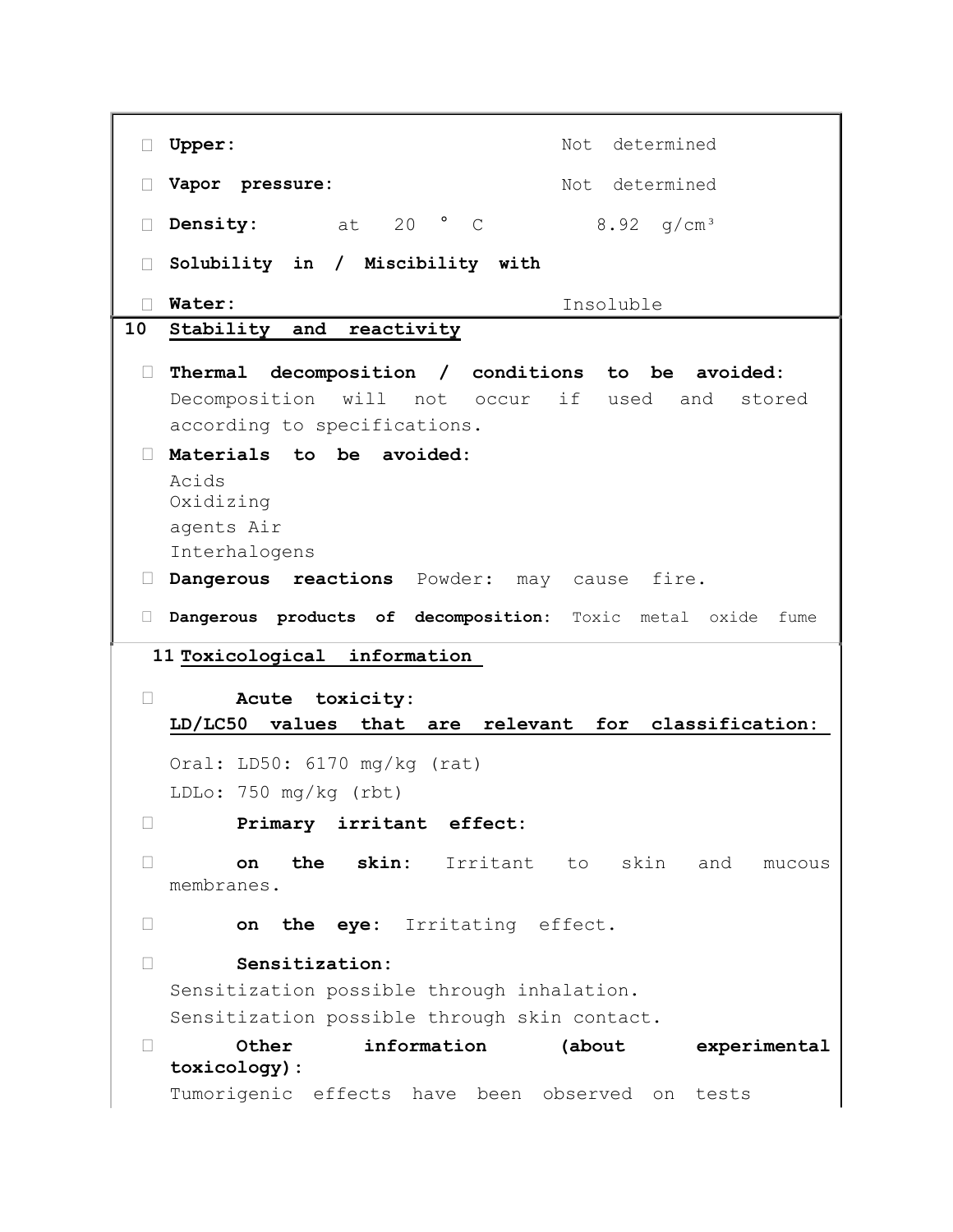- **Upper:** Not determined
- **Vapor pressure:** Not determined
- **Density:** at 20 ° C 8.92 g/cm³
- **Solubility in / Miscibility with**
- **Water:** Insoluble

## 10 Stability and reactivity

- **Thermal decomposition / conditions to be avoided:**
  Decomposition will not occur if used and stored according to specifications.
- **Materials to be avoided:**
  Acids
  Oxidizing
  agents Air
  Interhalogens
- **Dangerous reactions** Powder: may cause fire.
- **Dangerous products of decomposition:** Toxic metal oxide fume

## 11 Toxicological information

- **Acute toxicity:**
  **LD/LC50 values that are relevant for classification:**

  Oral: LD50: 6170 mg/kg (rat)
  LDLo: 750 mg/kg (rbt)
- **Primary irritant effect:**
- **on the skin:** Irritant to skin and mucous membranes.
- **on the eye:** Irritating effect.
- **Sensitization:**
  Sensitization possible through inhalation.
  Sensitization possible through skin contact.
- **Other information (about experimental toxicology):**
  Tumorigenic effects have been observed on tests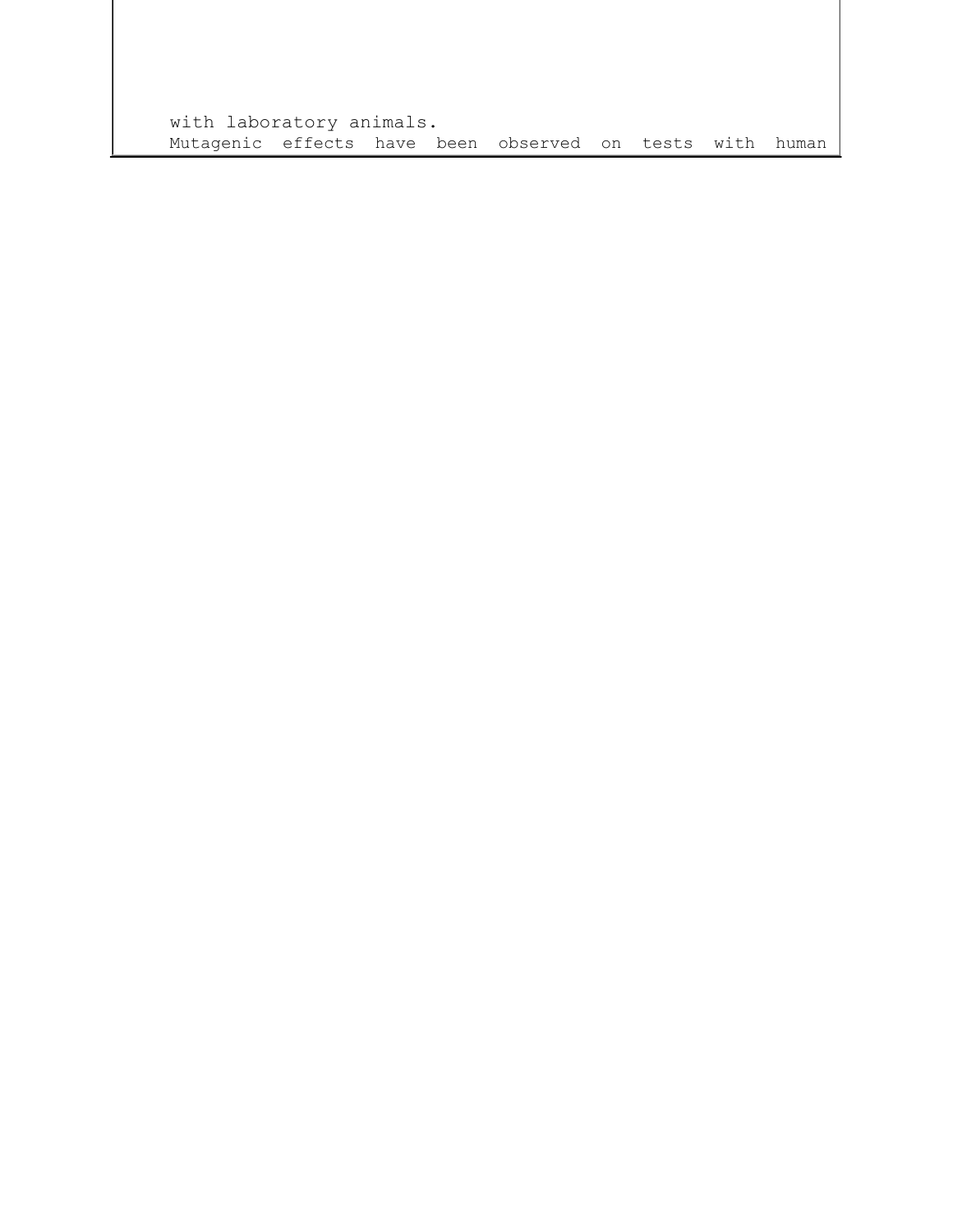with laboratory animals.
Mutagenic effects have been observed on tests with human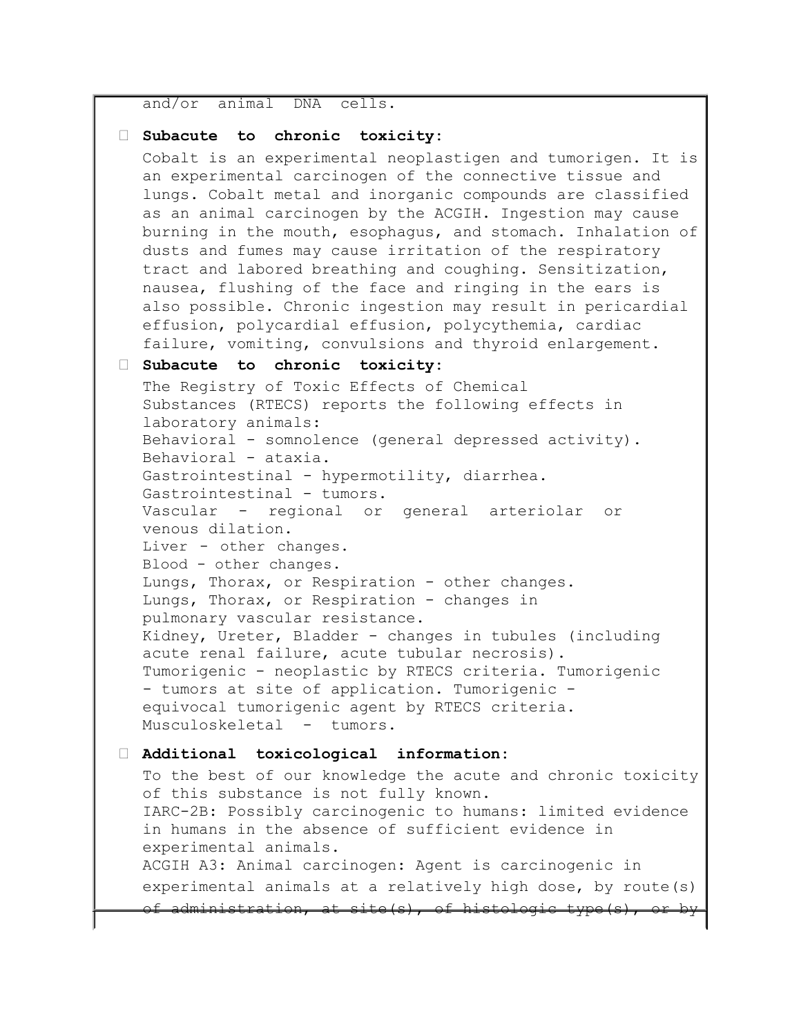and/or animal DNA cells.

- **Subacute to chronic toxicity:**

  Cobalt is an experimental neoplastigen and tumorigen. It is an experimental carcinogen of the connective tissue and lungs. Cobalt metal and inorganic compounds are classified as an animal carcinogen by the ACGIH. Ingestion may cause burning in the mouth, esophagus, and stomach. Inhalation of dusts and fumes may cause irritation of the respiratory tract and labored breathing and coughing. Sensitization, nausea, flushing of the face and ringing in the ears is also possible. Chronic ingestion may result in pericardial effusion, polycardial effusion, polycythemia, cardiac failure, vomiting, convulsions and thyroid enlargement.

- **Subacute to chronic toxicity:**

  The Registry of Toxic Effects of Chemical Substances (RTECS) reports the following effects in laboratory animals:
  Behavioral - somnolence (general depressed activity).
  Behavioral - ataxia.
  Gastrointestinal - hypermotility, diarrhea.
  Gastrointestinal - tumors.
  Vascular - regional or general arteriolar or venous dilation.
  Liver - other changes.
  Blood - other changes.
  Lungs, Thorax, or Respiration - other changes.
  Lungs, Thorax, or Respiration - changes in pulmonary vascular resistance.
  Kidney, Ureter, Bladder - changes in tubules (including acute renal failure, acute tubular necrosis).
  Tumorigenic - neoplastic by RTECS criteria. Tumorigenic - tumors at site of application. Tumorigenic - equivocal tumorigenic agent by RTECS criteria.
  Musculoskeletal - tumors.

- **Additional toxicological information:**

  To the best of our knowledge the acute and chronic toxicity of this substance is not fully known.
  IARC-2B: Possibly carcinogenic to humans: limited evidence in humans in the absence of sufficient evidence in experimental animals.
  ACGIH A3: Animal carcinogen: Agent is carcinogenic in experimental animals at a relatively high dose, by route(s) of administration, at site(s), of histologic type(s), or by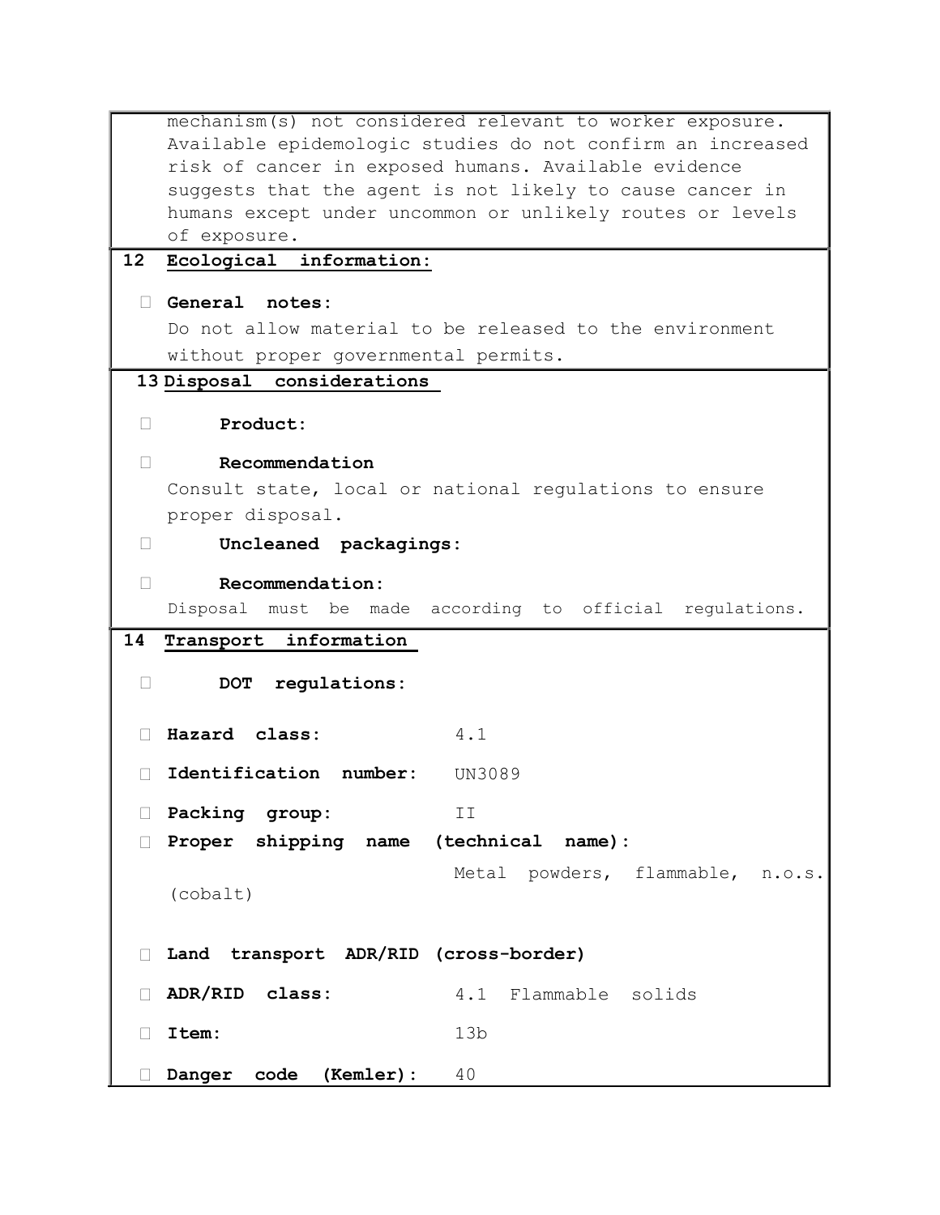mechanism(s) not considered relevant to worker exposure. Available epidemologic studies do not confirm an increased risk of cancer in exposed humans. Available evidence suggests that the agent is not likely to cause cancer in humans except under uncommon or unlikely routes or levels of exposure.

## 12 Ecological information:

- **General notes:**
  Do not allow material to be released to the environment without proper governmental permits.

## 13 Disposal considerations

- **Product:**
- **Recommendation**
  Consult state, local or national regulations to ensure proper disposal.
- **Uncleaned packagings:**
- **Recommendation:**
  Disposal must be made according to official regulations.

## 14 Transport information

- **DOT regulations:**
- **Hazard class:** 4.1
- **Identification number:** UN3089
- **Packing group:** II
- **Proper shipping name (technical name):**
  Metal powders, flammable, n.o.s. (cobalt)
- **Land transport ADR/RID (cross-border)**
- **ADR/RID class:** 4.1 Flammable solids
- **Item:** 13b
- **Danger code (Kemler):** 40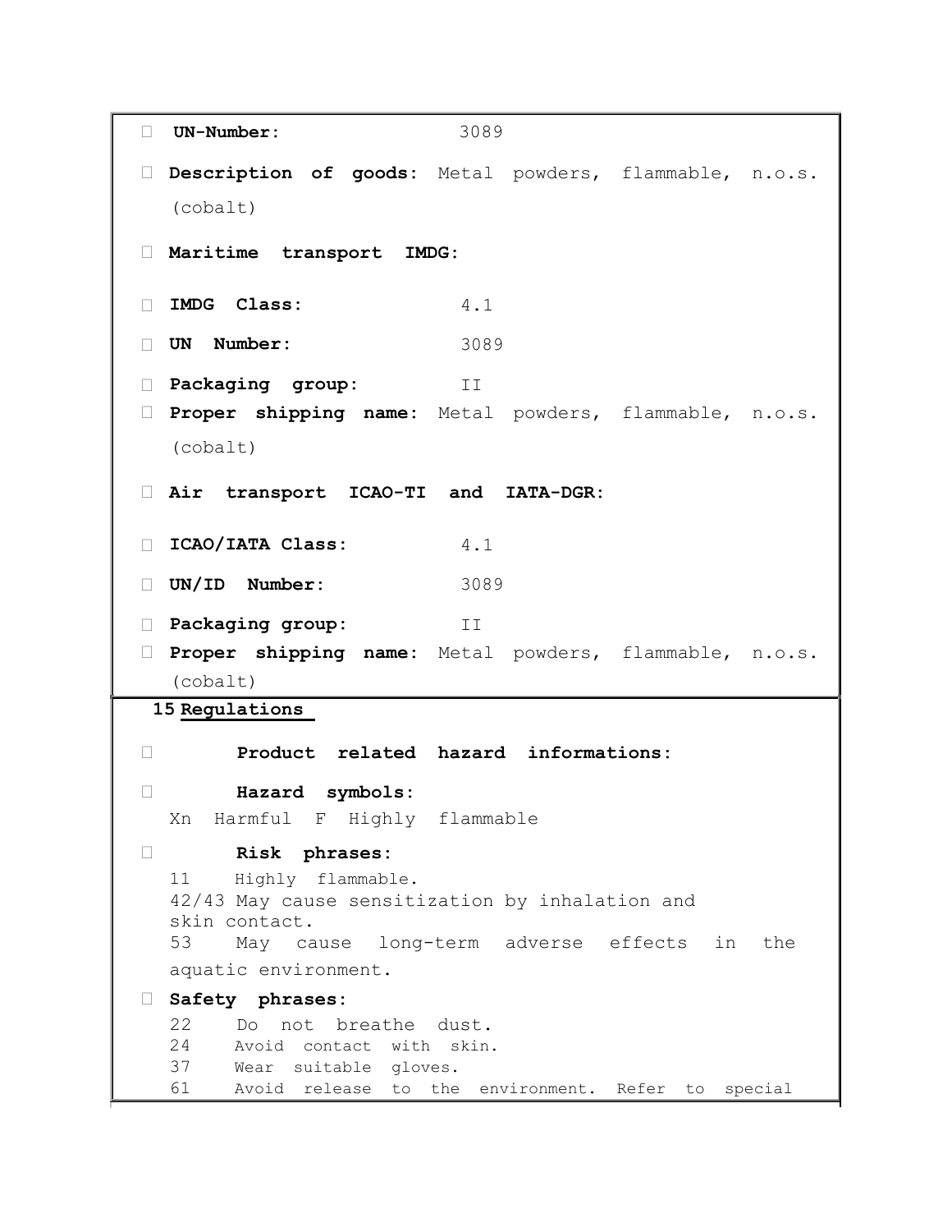- **UN-Number:** 3089
- **Description of goods:** Metal powders, flammable, n.o.s. (cobalt)
- **Maritime transport IMDG:**
- **IMDG Class:** 4.1
- **UN Number:** 3089
- **Packaging group:** II
- **Proper shipping name:** Metal powders, flammable, n.o.s. (cobalt)
- **Air transport ICAO-TI and IATA-DGR:**
- **ICAO/IATA Class:** 4.1
- **UN/ID Number:** 3089
- **Packaging group:** II
- **Proper shipping name:** Metal powders, flammable, n.o.s. (cobalt)

## 15 Regulations

- **Product related hazard informations:**
- **Hazard symbols:**

  Xn Harmful F Highly flammable

- **Risk phrases:**

  11 Highly flammable.

  42/43 May cause sensitization by inhalation and skin contact.

  53 May cause long-term adverse effects in the aquatic environment.

- **Safety phrases:**

  22 Do not breathe dust.

  24 Avoid contact with skin.

  37 Wear suitable gloves.

  61 Avoid release to the environment. Refer to special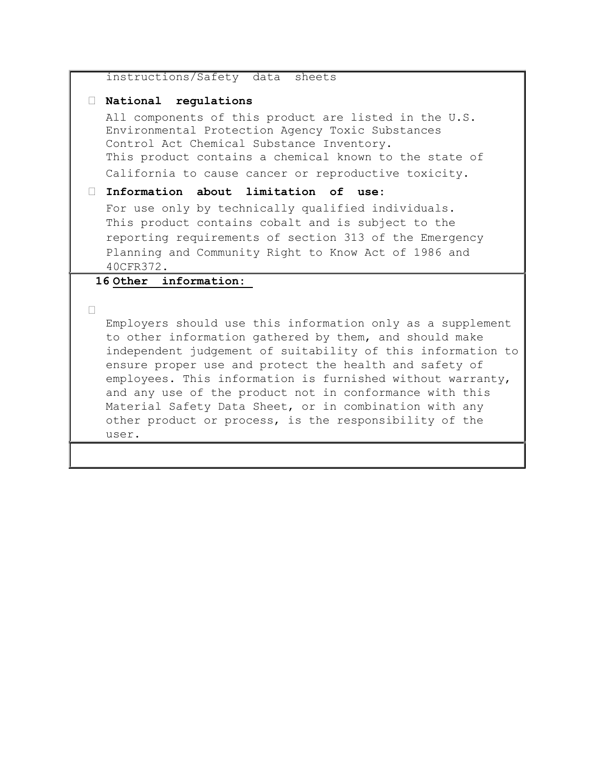instructions/Safety data sheets

- **National regulations**

  All components of this product are listed in the U.S. Environmental Protection Agency Toxic Substances Control Act Chemical Substance Inventory.
  This product contains a chemical known to the state of California to cause cancer or reproductive toxicity.

- **Information about limitation of use:**

  For use only by technically qualified individuals.
  This product contains cobalt and is subject to the reporting requirements of section 313 of the Emergency Planning and Community Right to Know Act of 1986 and 40CFR372.

## 16 Other information:

- Employers should use this information only as a supplement to other information gathered by them, and should make independent judgement of suitability of this information to ensure proper use and protect the health and safety of employees. This information is furnished without warranty, and any use of the product not in conformance with this Material Safety Data Sheet, or in combination with any other product or process, is the responsibility of the user.